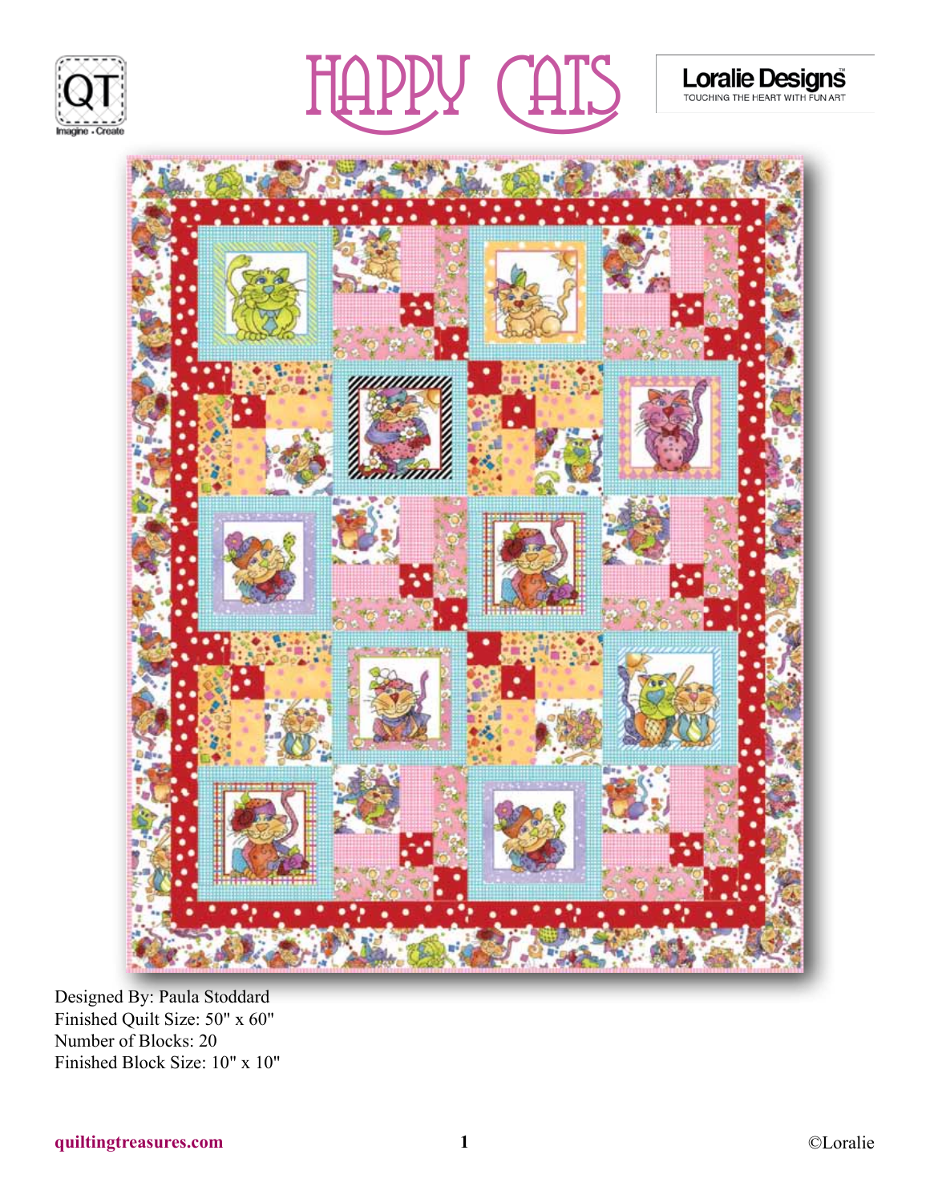# HAPPY CATS

Loralie Designs
TOUCHING THE HEART WITH FUN ART

Designed By: Paula Stoddard
Finished Quilt Size: 50" x 60"
Number of Blocks: 20
Finished Block Size: 10" x 10"

quiltingtreasures.com

©Loralie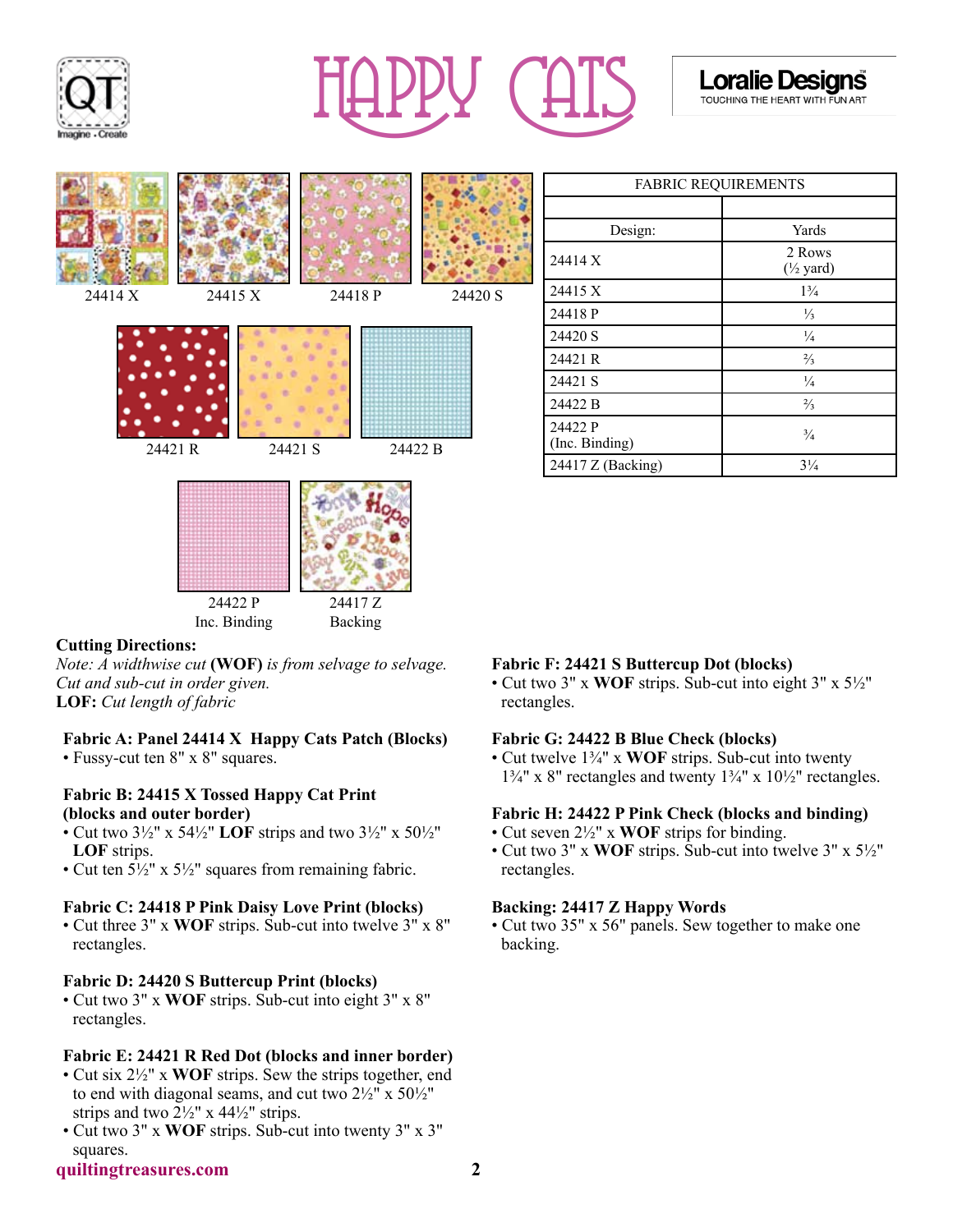# HAPPY CATS

Loralie Designs
TOUCHING THE HEART WITH FUN ART

24414 X | 24415 X | 24418 P | 24420 S

24421 R | 24421 S | 24422 B

24422 P Inc. Binding | 24417 Z Backing

| FABRIC REQUIREMENTS | |
|---|---|
| | |
| Design: | Yards |
| 24414 X | 2 Rows (½ yard) |
| 24415 X | 1¾ |
| 24418 P | ⅓ |
| 24420 S | ¼ |
| 24421 R | ⅔ |
| 24421 S | ¼ |
| 24422 B | ⅔ |
| 24422 P (Inc. Binding) | ¾ |
| 24417 Z (Backing) | 3¼ |

**Cutting Directions:**
*Note: A widthwise cut* **(WOF)** *is from selvage to selvage. Cut and sub-cut in order given.*
**LOF:** *Cut length of fabric*

**Fabric A: Panel 24414 X Happy Cats Patch (Blocks)**
- Fussy-cut ten 8" x 8" squares.

**Fabric B: 24415 X Tossed Happy Cat Print (blocks and outer border)**
- Cut two 3½" x 54½" **LOF** strips and two 3½" x 50½" **LOF** strips.
- Cut ten 5½" x 5½" squares from remaining fabric.

**Fabric C: 24418 P Pink Daisy Love Print (blocks)**
- Cut three 3" x **WOF** strips. Sub-cut into twelve 3" x 8" rectangles.

**Fabric D: 24420 S Buttercup Print (blocks)**
- Cut two 3" x **WOF** strips. Sub-cut into eight 3" x 8" rectangles.

**Fabric E: 24421 R Red Dot (blocks and inner border)**
- Cut six 2½" x **WOF** strips. Sew the strips together, end to end with diagonal seams, and cut two 2½" x 50½" strips and two 2½" x 44½" strips.
- Cut two 3" x **WOF** strips. Sub-cut into twenty 3" x 3" squares.

**Fabric F: 24421 S Buttercup Dot (blocks)**
- Cut two 3" x **WOF** strips. Sub-cut into eight 3" x 5½" rectangles.

**Fabric G: 24422 B Blue Check (blocks)**
- Cut twelve 1¾" x **WOF** strips. Sub-cut into twenty 1¾" x 8" rectangles and twenty 1¾" x 10½" rectangles.

**Fabric H: 24422 P Pink Check (blocks and binding)**
- Cut seven 2½" x **WOF** strips for binding.
- Cut two 3" x **WOF** strips. Sub-cut into twelve 3" x 5½" rectangles.

**Backing: 24417 Z Happy Words**
- Cut two 35" x 56" panels. Sew together to make one backing.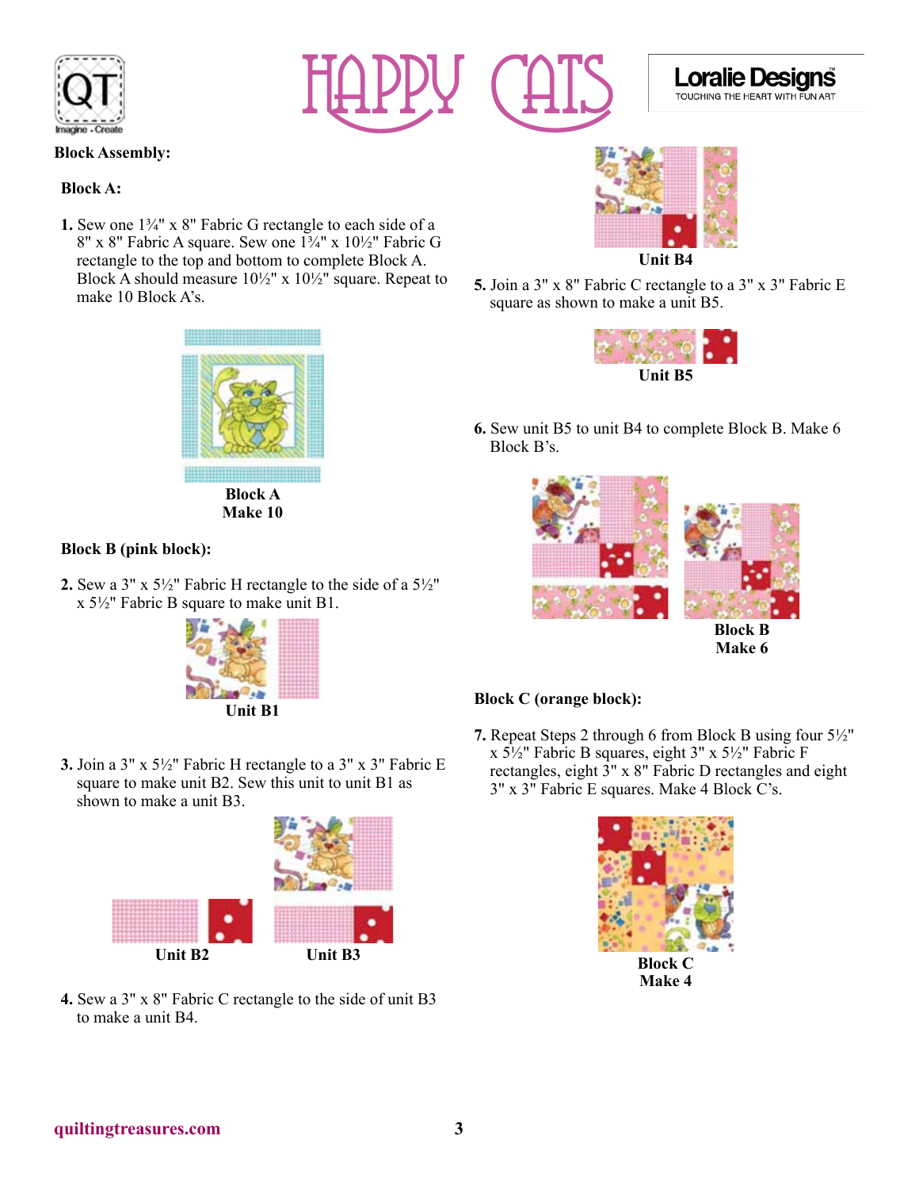## Block Assembly:

### Block A:

**1.** Sew one 1¾" x 8" Fabric G rectangle to each side of a 8" x 8" Fabric A square. Sew one 1¾" x 10½" Fabric G rectangle to the top and bottom to complete Block A. Block A should measure 10½" x 10½" square. Repeat to make 10 Block A's.

**Block A**
**Make 10**

### Block B (pink block):

**2.** Sew a 3" x 5½" Fabric H rectangle to the side of a 5½" x 5½" Fabric B square to make unit B1.

**Unit B1**

**3.** Join a 3" x 5½" Fabric H rectangle to a 3" x 3" Fabric E square to make unit B2. Sew this unit to unit B1 as shown to make a unit B3.

**Unit B2** **Unit B3**

**4.** Sew a 3" x 8" Fabric C rectangle to the side of unit B3 to make a unit B4.

**Unit B4**

**5.** Join a 3" x 8" Fabric C rectangle to a 3" x 3" Fabric E square as shown to make a unit B5.

**Unit B5**

**6.** Sew unit B5 to unit B4 to complete Block B. Make 6 Block B's.

**Block B**
**Make 6**

### Block C (orange block):

**7.** Repeat Steps 2 through 6 from Block B using four 5½" x 5½" Fabric B squares, eight 3" x 5½" Fabric F rectangles, eight 3" x 8" Fabric D rectangles and eight 3" x 3" Fabric E squares. Make 4 Block C's.

**Block C**
**Make 4**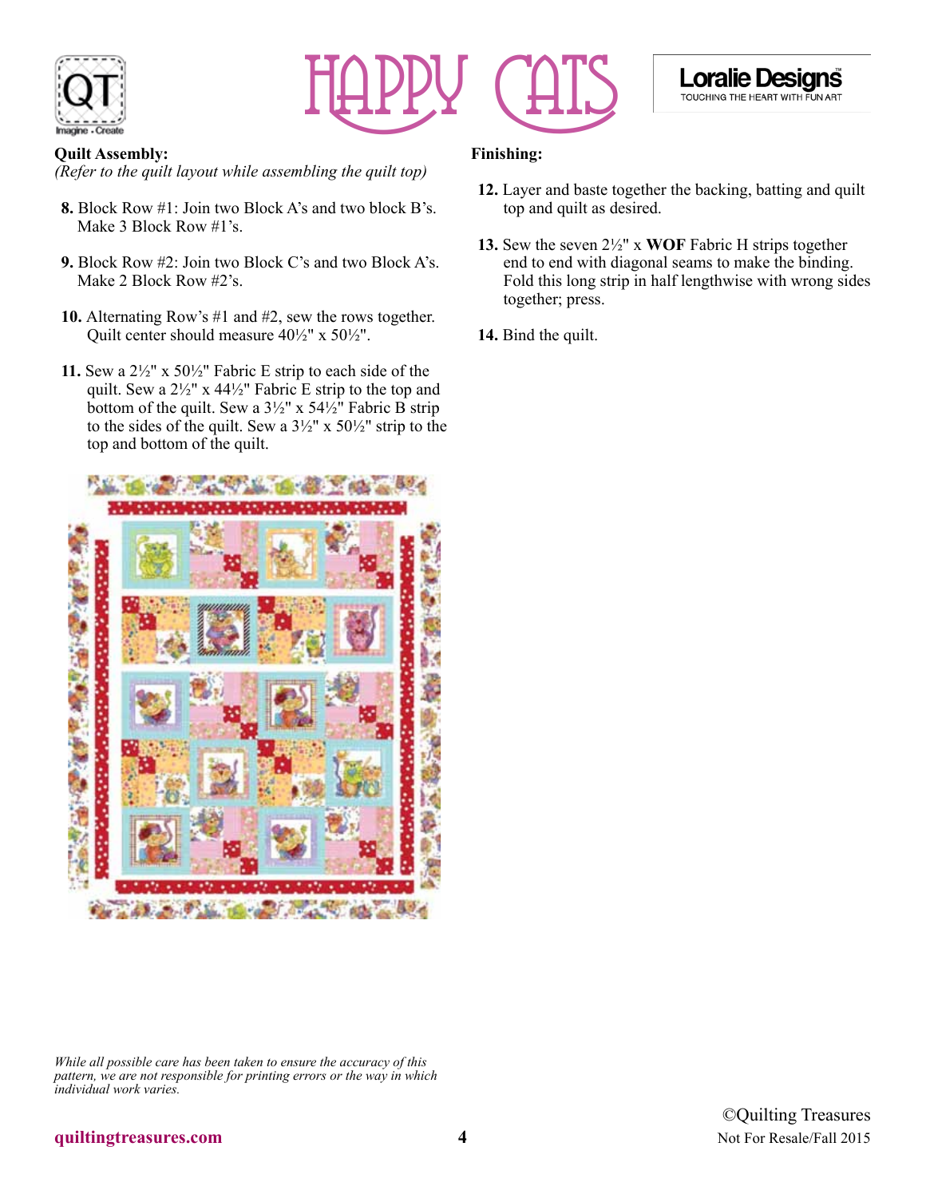# HAPPY CATS

Loralie Designs
TOUCHING THE HEART WITH FUN ART

**Quilt Assembly:**
*(Refer to the quilt layout while assembling the quilt top)*

**8.** Block Row #1: Join two Block A's and two block B's. Make 3 Block Row #1's.

**9.** Block Row #2: Join two Block C's and two Block A's. Make 2 Block Row #2's.

**10.** Alternating Row's #1 and #2, sew the rows together. Quilt center should measure 40½" x 50½".

**11.** Sew a 2½" x 50½" Fabric E strip to each side of the quilt. Sew a 2½" x 44½" Fabric E strip to the top and bottom of the quilt. Sew a 3½" x 54½" Fabric B strip to the sides of the quilt. Sew a 3½" x 50½" strip to the top and bottom of the quilt.

**Finishing:**

**12.** Layer and baste together the backing, batting and quilt top and quilt as desired.

**13.** Sew the seven 2½" x **WOF** Fabric H strips together end to end with diagonal seams to make the binding. Fold this long strip in half lengthwise with wrong sides together; press.

**14.** Bind the quilt.

*While all possible care has been taken to ensure the accuracy of this pattern, we are not responsible for printing errors or the way in which individual work varies.*

©Quilting Treasures
Not For Resale/Fall 2015

quiltingtreasures.com